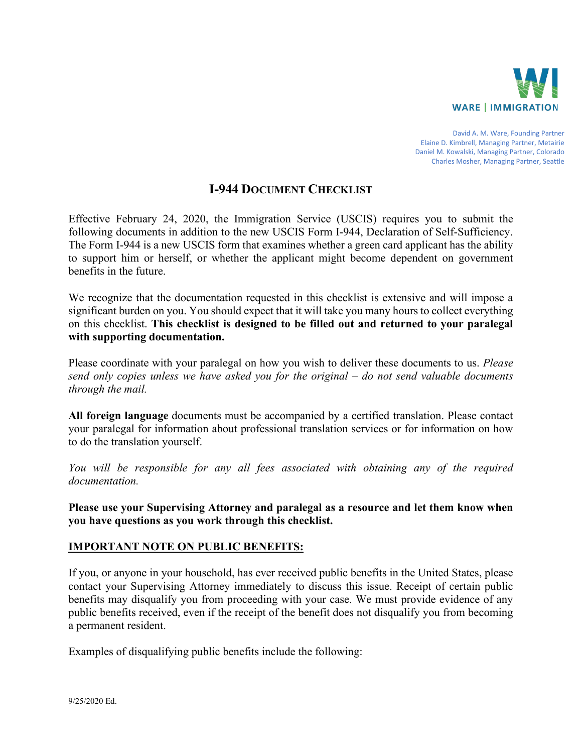WARE | IMMIGRATION

David A. M. Ware, Founding Partner
Elaine D. Kimbrell, Managing Partner, Metairie
Daniel M. Kowalski, Managing Partner, Colorado
Charles Mosher, Managing Partner, Seattle

# I-944 Document Checklist

Effective February 24, 2020, the Immigration Service (USCIS) requires you to submit the following documents in addition to the new USCIS Form I-944, Declaration of Self-Sufficiency. The Form I-944 is a new USCIS form that examines whether a green card applicant has the ability to support him or herself, or whether the applicant might become dependent on government benefits in the future.

We recognize that the documentation requested in this checklist is extensive and will impose a significant burden on you. You should expect that it will take you many hours to collect everything on this checklist. **This checklist is designed to be filled out and returned to your paralegal with supporting documentation.**

Please coordinate with your paralegal on how you wish to deliver these documents to us. *Please send only copies unless we have asked you for the original – do not send valuable documents through the mail.*

**All foreign language** documents must be accompanied by a certified translation. Please contact your paralegal for information about professional translation services or for information on how to do the translation yourself.

*You will be responsible for any all fees associated with obtaining any of the required documentation.*

**Please use your Supervising Attorney and paralegal as a resource and let them know when you have questions as you work through this checklist.**

**IMPORTANT NOTE ON PUBLIC BENEFITS:**

If you, or anyone in your household, has ever received public benefits in the United States, please contact your Supervising Attorney immediately to discuss this issue. Receipt of certain public benefits may disqualify you from proceeding with your case. We must provide evidence of any public benefits received, even if the receipt of the benefit does not disqualify you from becoming a permanent resident.

Examples of disqualifying public benefits include the following:

9/25/2020 Ed.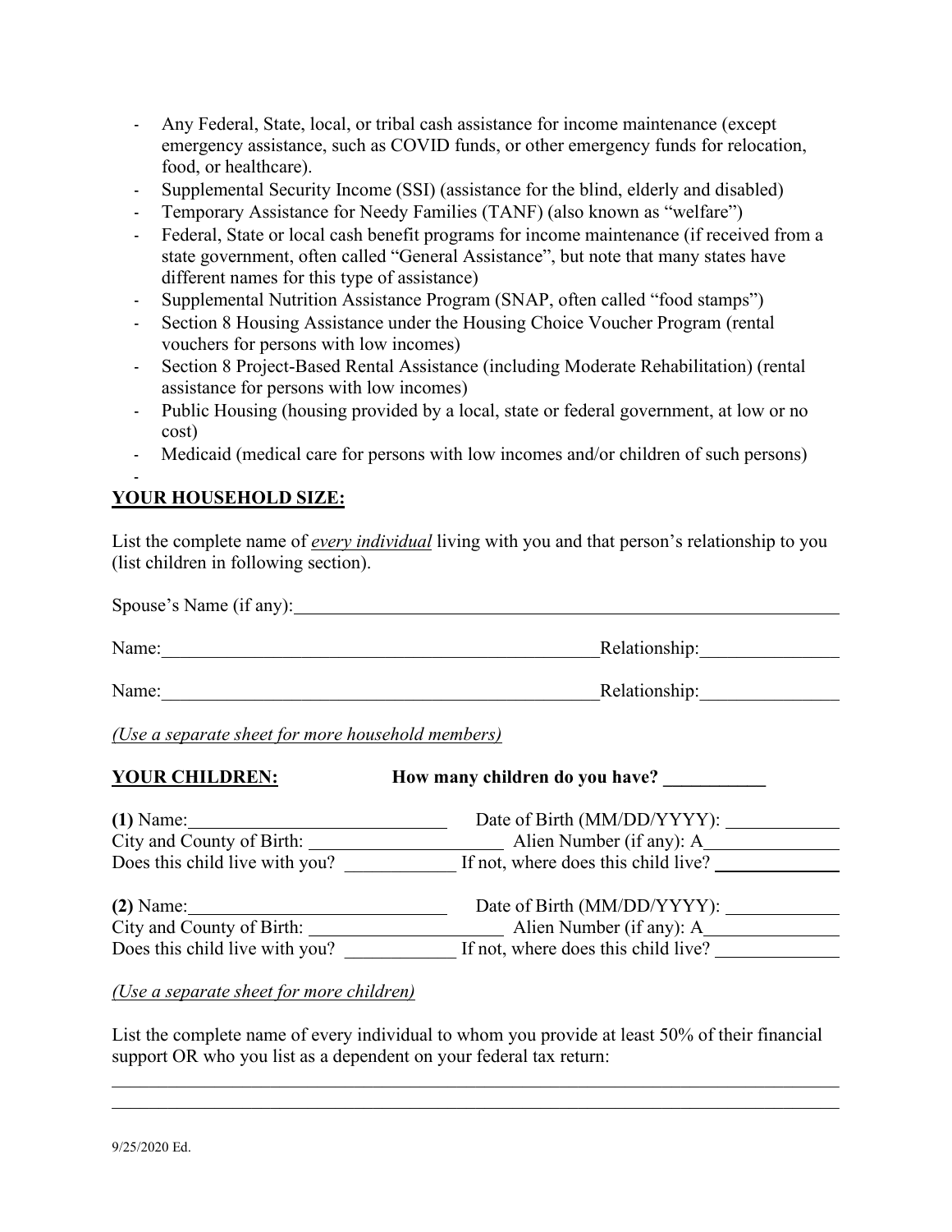- Any Federal, State, local, or tribal cash assistance for income maintenance (except emergency assistance, such as COVID funds, or other emergency funds for relocation, food, or healthcare).
- Supplemental Security Income (SSI) (assistance for the blind, elderly and disabled)
- Temporary Assistance for Needy Families (TANF) (also known as "welfare")
- Federal, State or local cash benefit programs for income maintenance (if received from a state government, often called "General Assistance", but note that many states have different names for this type of assistance)
- Supplemental Nutrition Assistance Program (SNAP, often called "food stamps")
- Section 8 Housing Assistance under the Housing Choice Voucher Program (rental vouchers for persons with low incomes)
- Section 8 Project-Based Rental Assistance (including Moderate Rehabilitation) (rental assistance for persons with low incomes)
- Public Housing (housing provided by a local, state or federal government, at low or no cost)
- Medicaid (medical care for persons with low incomes and/or children of such persons)
-

**YOUR HOUSEHOLD SIZE:**

List the complete name of ***every individual*** living with you and that person's relationship to you (list children in following section).

Spouse's Name (if any):______________________________________________________

Name:_______________________________________________ Relationship:______________

Name:_______________________________________________ Relationship:______________

*(Use a separate sheet for more household members)*

**YOUR CHILDREN:** **How many children do you have? ___________**

**(1)** Name:____________________________ Date of Birth (MM/DD/YYYY): ____________
City and County of Birth: _____________________ Alien Number (if any): A_______________
Does this child live with you? ____________ If not, where does this child live? _____________

**(2)** Name:____________________________ Date of Birth (MM/DD/YYYY): ____________
City and County of Birth: _____________________ Alien Number (if any): A_______________
Does this child live with you? ____________ If not, where does this child live? _____________

*(Use a separate sheet for more children)*

List the complete name of every individual to whom you provide at least 50% of their financial support OR who you list as a dependent on your federal tax return:

______________________________________________________________________________

______________________________________________________________________________

9/25/2020 Ed.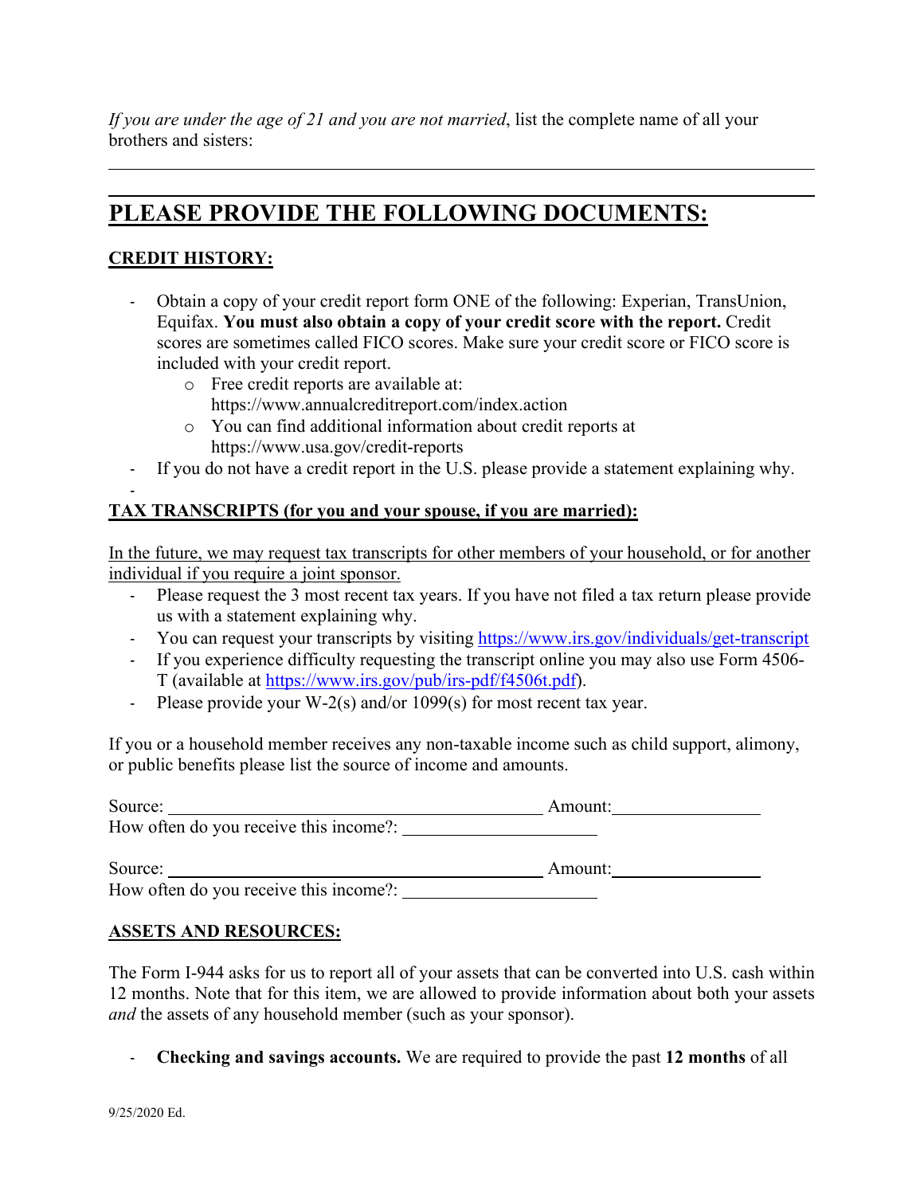*If you are under the age of 21 and you are not married*, list the complete name of all your brothers and sisters:

______________________________________________________________________________

## PLEASE PROVIDE THE FOLLOWING DOCUMENTS:

### CREDIT HISTORY:

- Obtain a copy of your credit report form ONE of the following: Experian, TransUnion, Equifax. **You must also obtain a copy of your credit score with the report.** Credit scores are sometimes called FICO scores. Make sure your credit score or FICO score is included with your credit report.
  - Free credit reports are available at: https://www.annualcreditreport.com/index.action
  - You can find additional information about credit reports at https://www.usa.gov/credit-reports
- If you do not have a credit report in the U.S. please provide a statement explaining why.
-

### TAX TRANSCRIPTS (for you and your spouse, if you are married):

In the future, we may request tax transcripts for other members of your household, or for another individual if you require a joint sponsor.

- Please request the 3 most recent tax years. If you have not filed a tax return please provide us with a statement explaining why.
- You can request your transcripts by visiting https://www.irs.gov/individuals/get-transcript
- If you experience difficulty requesting the transcript online you may also use Form 4506-T (available at https://www.irs.gov/pub/irs-pdf/f4506t.pdf).
- Please provide your W-2(s) and/or 1099(s) for most recent tax year.

If you or a household member receives any non-taxable income such as child support, alimony, or public benefits please list the source of income and amounts.

Source: ________________________________ Amount: ______________
How often do you receive this income?: ____________________

Source: ________________________________ Amount: ______________
How often do you receive this income?: ____________________

### ASSETS AND RESOURCES:

The Form I-944 asks for us to report all of your assets that can be converted into U.S. cash within 12 months. Note that for this item, we are allowed to provide information about both your assets *and* the assets of any household member (such as your sponsor).

- **Checking and savings accounts.** We are required to provide the past **12 months** of all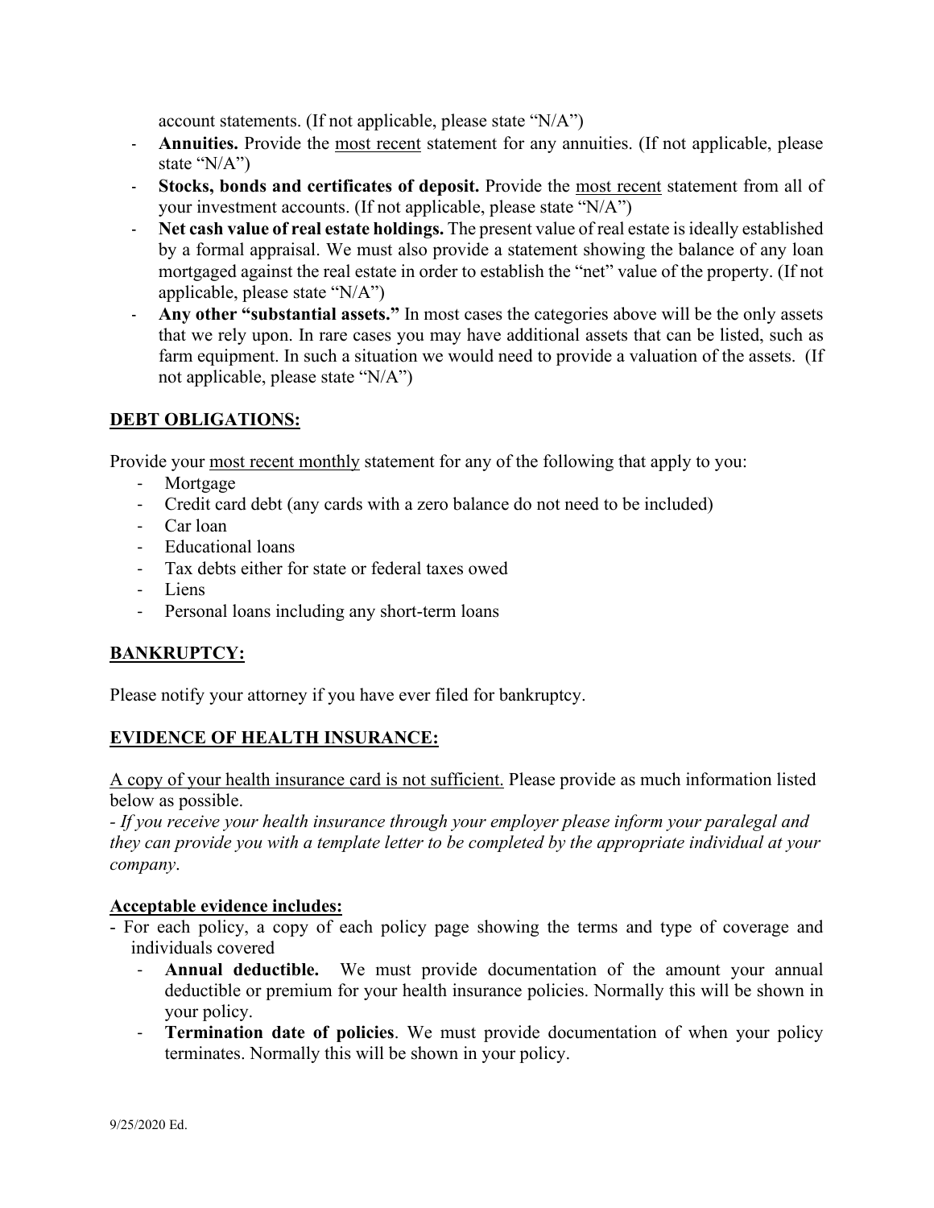account statements. (If not applicable, please state "N/A")

- **Annuities.** Provide the <u>most recent</u> statement for any annuities. (If not applicable, please state "N/A")
- **Stocks, bonds and certificates of deposit.** Provide the <u>most recent</u> statement from all of your investment accounts. (If not applicable, please state "N/A")
- **Net cash value of real estate holdings.** The present value of real estate is ideally established by a formal appraisal. We must also provide a statement showing the balance of any loan mortgaged against the real estate in order to establish the "net" value of the property. (If not applicable, please state "N/A")
- **Any other "substantial assets."** In most cases the categories above will be the only assets that we rely upon. In rare cases you may have additional assets that can be listed, such as farm equipment. In such a situation we would need to provide a valuation of the assets. (If not applicable, please state "N/A")

## <u>DEBT OBLIGATIONS:</u>

Provide your <u>most recent monthly</u> statement for any of the following that apply to you:

- Mortgage
- Credit card debt (any cards with a zero balance do not need to be included)
- Car loan
- Educational loans
- Tax debts either for state or federal taxes owed
- Liens
- Personal loans including any short-term loans

## <u>BANKRUPTCY:</u>

Please notify your attorney if you have ever filed for bankruptcy.

## <u>EVIDENCE OF HEALTH INSURANCE:</u>

<u>A copy of your health insurance card is not sufficient.</u> Please provide as much information listed below as possible.

- *If you receive your health insurance through your employer please inform your paralegal and they can provide you with a template letter to be completed by the appropriate individual at your company*.

**<u>Acceptable evidence includes:</u>**

- For each policy, a copy of each policy page showing the terms and type of coverage and individuals covered
  - **Annual deductible.** We must provide documentation of the amount your annual deductible or premium for your health insurance policies. Normally this will be shown in your policy.
  - **Termination date of policies**. We must provide documentation of when your policy terminates. Normally this will be shown in your policy.

9/25/2020 Ed.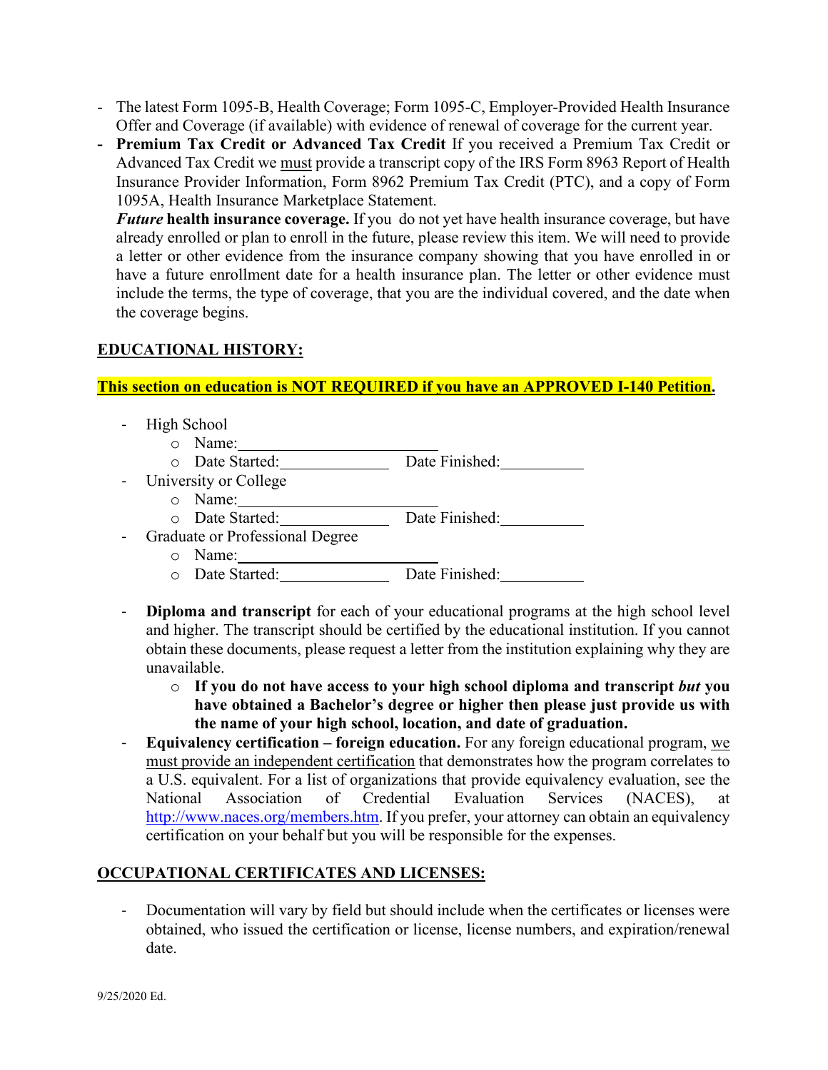- The latest Form 1095-B, Health Coverage; Form 1095-C, Employer-Provided Health Insurance Offer and Coverage (if available) with evidence of renewal of coverage for the current year.
- **Premium Tax Credit or Advanced Tax Credit** If you received a Premium Tax Credit or Advanced Tax Credit we must provide a transcript copy of the IRS Form 8963 Report of Health Insurance Provider Information, Form 8962 Premium Tax Credit (PTC), and a copy of Form 1095A, Health Insurance Marketplace Statement.

  ***Future* health insurance coverage.** If you do not yet have health insurance coverage, but have already enrolled or plan to enroll in the future, please review this item. We will need to provide a letter or other evidence from the insurance company showing that you have enrolled in or have a future enrollment date for a health insurance plan. The letter or other evidence must include the terms, the type of coverage, that you are the individual covered, and the date when the coverage begins.

## EDUCATIONAL HISTORY:

**This section on education is NOT REQUIRED if you have an APPROVED I-140 Petition.**

- High School
  - Name:____________________
  - Date Started:__________ Date Finished:__________
- University or College
  - Name:____________________
  - Date Started:__________ Date Finished:__________
- Graduate or Professional Degree
  - Name:____________________
  - Date Started:__________ Date Finished:__________

- **Diploma and transcript** for each of your educational programs at the high school level and higher. The transcript should be certified by the educational institution. If you cannot obtain these documents, please request a letter from the institution explaining why they are unavailable.
  - **If you do not have access to your high school diploma and transcript *but* you have obtained a Bachelor's degree or higher then please just provide us with the name of your high school, location, and date of graduation.**
- **Equivalency certification – foreign education.** For any foreign educational program, we must provide an independent certification that demonstrates how the program correlates to a U.S. equivalent. For a list of organizations that provide equivalency evaluation, see the National Association of Credential Evaluation Services (NACES), at http://www.naces.org/members.htm. If you prefer, your attorney can obtain an equivalency certification on your behalf but you will be responsible for the expenses.

## OCCUPATIONAL CERTIFICATES AND LICENSES:

- Documentation will vary by field but should include when the certificates or licenses were obtained, who issued the certification or license, license numbers, and expiration/renewal date.

9/25/2020 Ed.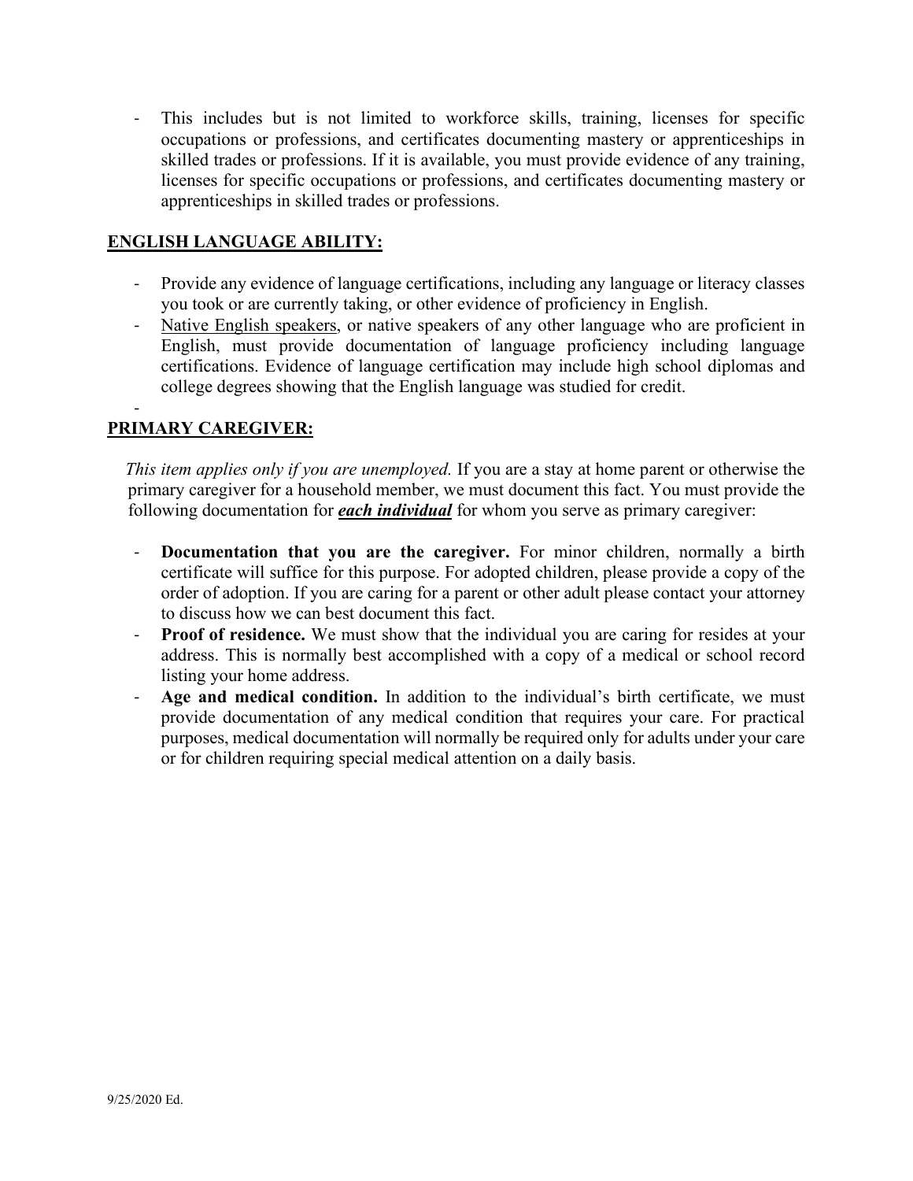- This includes but is not limited to workforce skills, training, licenses for specific occupations or professions, and certificates documenting mastery or apprenticeships in skilled trades or professions. If it is available, you must provide evidence of any training, licenses for specific occupations or professions, and certificates documenting mastery or apprenticeships in skilled trades or professions.

## ENGLISH LANGUAGE ABILITY:

- Provide any evidence of language certifications, including any language or literacy classes you took or are currently taking, or other evidence of proficiency in English.
- Native English speakers, or native speakers of any other language who are proficient in English, must provide documentation of language proficiency including language certifications. Evidence of language certification may include high school diplomas and college degrees showing that the English language was studied for credit.
-

## PRIMARY CAREGIVER:

*This item applies only if you are unemployed.* If you are a stay at home parent or otherwise the primary caregiver for a household member, we must document this fact. You must provide the following documentation for ***each individual*** for whom you serve as primary caregiver:

- **Documentation that you are the caregiver.** For minor children, normally a birth certificate will suffice for this purpose. For adopted children, please provide a copy of the order of adoption. If you are caring for a parent or other adult please contact your attorney to discuss how we can best document this fact.
- **Proof of residence.** We must show that the individual you are caring for resides at your address. This is normally best accomplished with a copy of a medical or school record listing your home address.
- **Age and medical condition.** In addition to the individual's birth certificate, we must provide documentation of any medical condition that requires your care. For practical purposes, medical documentation will normally be required only for adults under your care or for children requiring special medical attention on a daily basis.

9/25/2020 Ed.